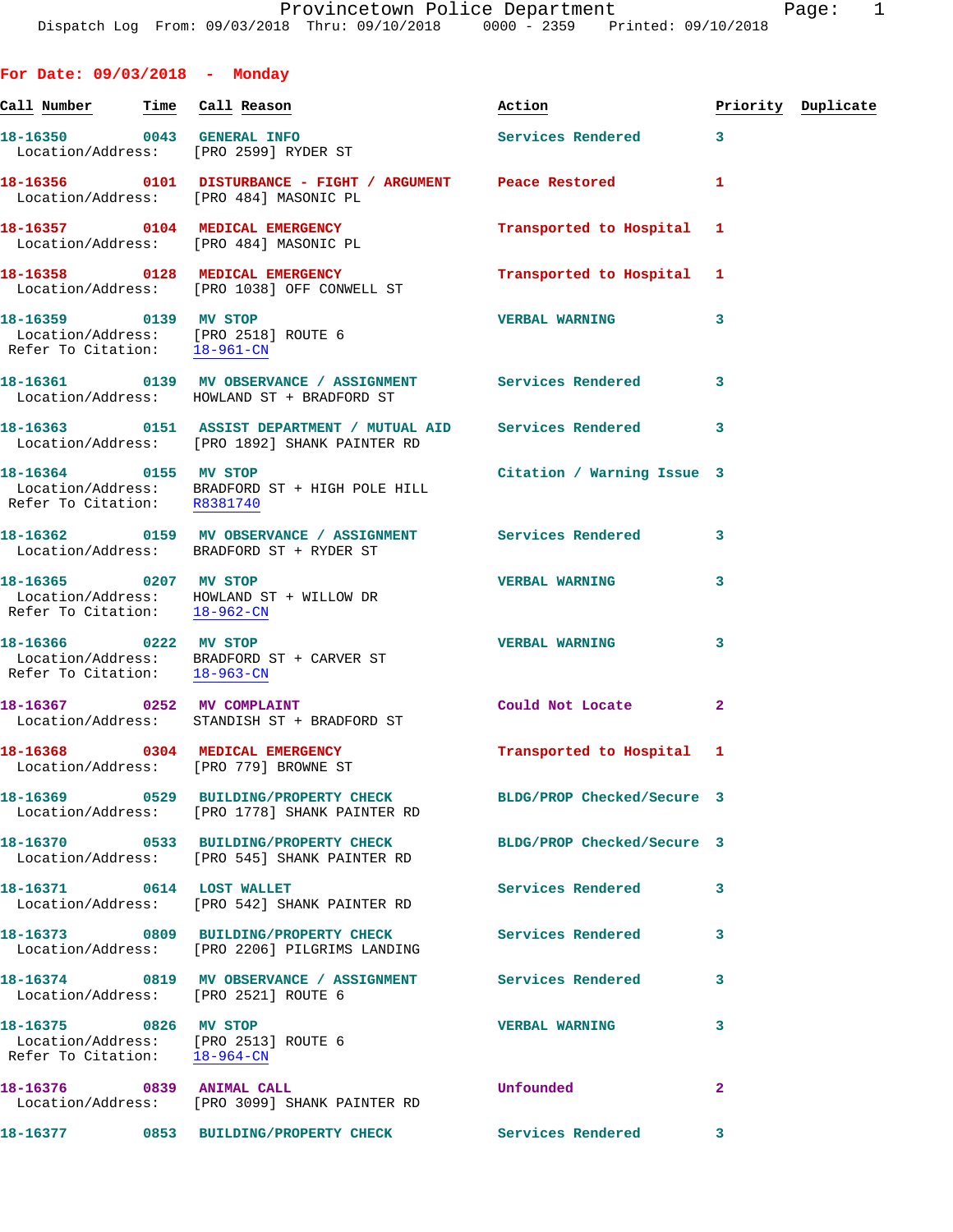Provincetown Police Department
Dispatch Log From: 09/03/2018 Thru: 09/10/2018 0000 - 2359 Printed: 09/10/2018

## For Date: 09/03/2018 - Monday

| Call Number | Time | Call Reason | Action | Priority | Duplicate |
|---|---|---|---|---|---|
| 18-16350 | 0043 | GENERAL INFO | Services Rendered | 3 | |
| Location/Address: | | [PRO 2599] RYDER ST | | | |
| 18-16356 | 0101 | DISTURBANCE - FIGHT / ARGUMENT | Peace Restored | 1 | |
| Location/Address: | | [PRO 484] MASONIC PL | | | |
| 18-16357 | 0104 | MEDICAL EMERGENCY | Transported to Hospital | 1 | |
| Location/Address: | | [PRO 484] MASONIC PL | | | |
| 18-16358 | 0128 | MEDICAL EMERGENCY | Transported to Hospital | 1 | |
| Location/Address: | | [PRO 1038] OFF CONWELL ST | | | |
| 18-16359 | 0139 | MV STOP | VERBAL WARNING | 3 | |
| Location/Address: | | [PRO 2518] ROUTE 6 | | | |
| Refer To Citation: | | 18-961-CN | | | |
| 18-16361 | 0139 | MV OBSERVANCE / ASSIGNMENT | Services Rendered | 3 | |
| Location/Address: | | HOWLAND ST + BRADFORD ST | | | |
| 18-16363 | 0151 | ASSIST DEPARTMENT / MUTUAL AID | Services Rendered | 3 | |
| Location/Address: | | [PRO 1892] SHANK PAINTER RD | | | |
| 18-16364 | 0155 | MV STOP | Citation / Warning Issue | 3 | |
| Location/Address: | | BRADFORD ST + HIGH POLE HILL | | | |
| Refer To Citation: | | R8381740 | | | |
| 18-16362 | 0159 | MV OBSERVANCE / ASSIGNMENT | Services Rendered | 3 | |
| Location/Address: | | BRADFORD ST + RYDER ST | | | |
| 18-16365 | 0207 | MV STOP | VERBAL WARNING | 3 | |
| Location/Address: | | HOWLAND ST + WILLOW DR | | | |
| Refer To Citation: | | 18-962-CN | | | |
| 18-16366 | 0222 | MV STOP | VERBAL WARNING | 3 | |
| Location/Address: | | BRADFORD ST + CARVER ST | | | |
| Refer To Citation: | | 18-963-CN | | | |
| 18-16367 | 0252 | MV COMPLAINT | Could Not Locate | 2 | |
| Location/Address: | | STANDISH ST + BRADFORD ST | | | |
| 18-16368 | 0304 | MEDICAL EMERGENCY | Transported to Hospital | 1 | |
| Location/Address: | | [PRO 779] BROWNE ST | | | |
| 18-16369 | 0529 | BUILDING/PROPERTY CHECK | BLDG/PROP Checked/Secure | 3 | |
| Location/Address: | | [PRO 1778] SHANK PAINTER RD | | | |
| 18-16370 | 0533 | BUILDING/PROPERTY CHECK | BLDG/PROP Checked/Secure | 3 | |
| Location/Address: | | [PRO 545] SHANK PAINTER RD | | | |
| 18-16371 | 0614 | LOST WALLET | Services Rendered | 3 | |
| Location/Address: | | [PRO 542] SHANK PAINTER RD | | | |
| 18-16373 | 0809 | BUILDING/PROPERTY CHECK | Services Rendered | 3 | |
| Location/Address: | | [PRO 2206] PILGRIMS LANDING | | | |
| 18-16374 | 0819 | MV OBSERVANCE / ASSIGNMENT | Services Rendered | 3 | |
| Location/Address: | | [PRO 2521] ROUTE 6 | | | |
| 18-16375 | 0826 | MV STOP | VERBAL WARNING | 3 | |
| Location/Address: | | [PRO 2513] ROUTE 6 | | | |
| Refer To Citation: | | 18-964-CN | | | |
| 18-16376 | 0839 | ANIMAL CALL | Unfounded | 2 | |
| Location/Address: | | [PRO 3099] SHANK PAINTER RD | | | |
| 18-16377 | 0853 | BUILDING/PROPERTY CHECK | Services Rendered | 3 | |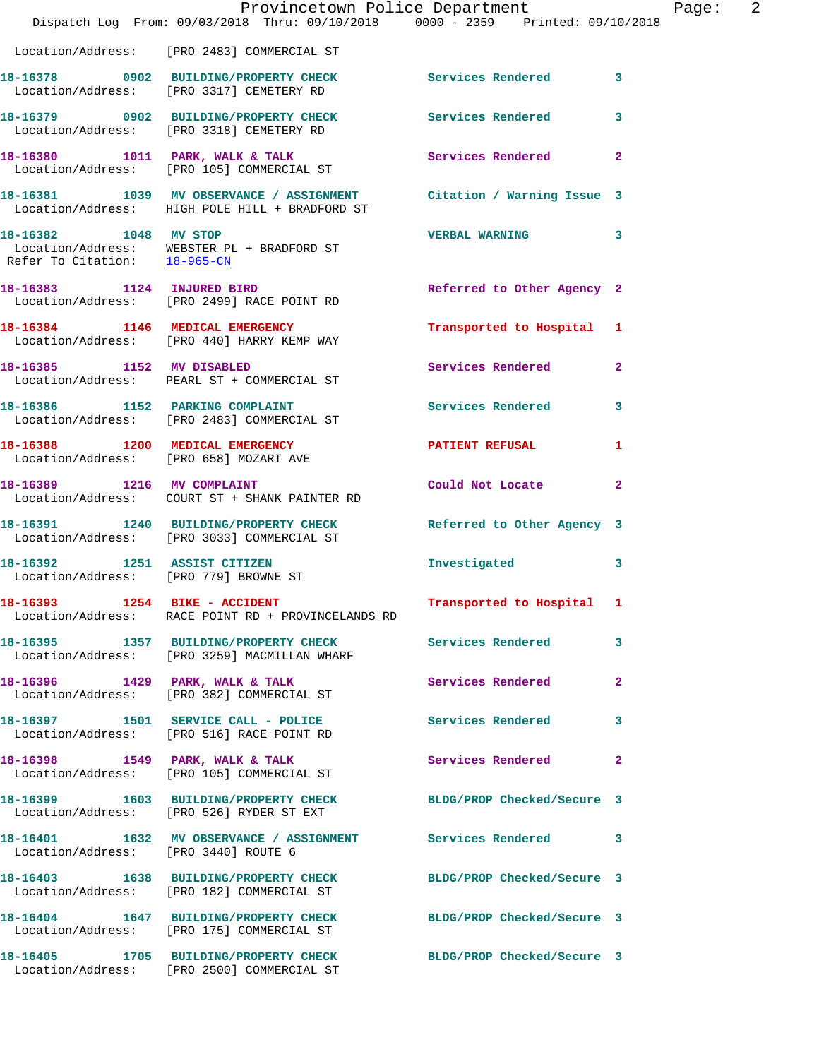Location/Address: [PRO 2483] COMMERCIAL ST

**18-16378** 0902 **BUILDING/PROPERTY CHECK** Services Rendered 3
Location/Address: [PRO 3317] CEMETERY RD

**18-16379** 0902 **BUILDING/PROPERTY CHECK** Services Rendered 3
Location/Address: [PRO 3318] CEMETERY RD

**18-16380** 1011 **PARK, WALK & TALK** Services Rendered 2
Location/Address: [PRO 105] COMMERCIAL ST

**18-16381** 1039 **MV OBSERVANCE / ASSIGNMENT** Citation / Warning Issue 3
Location/Address: HIGH POLE HILL + BRADFORD ST

**18-16382** 1048 **MV STOP** VERBAL WARNING 3
Location/Address: WEBSTER PL + BRADFORD ST
Refer To Citation: 18-965-CN

**18-16383** 1124 **INJURED BIRD** Referred to Other Agency 2
Location/Address: [PRO 2499] RACE POINT RD

**18-16384** 1146 **MEDICAL EMERGENCY** Transported to Hospital 1
Location/Address: [PRO 440] HARRY KEMP WAY

**18-16385** 1152 **MV DISABLED** Services Rendered 2
Location/Address: PEARL ST + COMMERCIAL ST

**18-16386** 1152 **PARKING COMPLAINT** Services Rendered 3
Location/Address: [PRO 2483] COMMERCIAL ST

**18-16388** 1200 **MEDICAL EMERGENCY** PATIENT REFUSAL 1
Location/Address: [PRO 658] MOZART AVE

**18-16389** 1216 **MV COMPLAINT** Could Not Locate 2
Location/Address: COURT ST + SHANK PAINTER RD

**18-16391** 1240 **BUILDING/PROPERTY CHECK** Referred to Other Agency 3
Location/Address: [PRO 3033] COMMERCIAL ST

**18-16392** 1251 **ASSIST CITIZEN** Investigated 3
Location/Address: [PRO 779] BROWNE ST

**18-16393** 1254 **BIKE - ACCIDENT** Transported to Hospital 1
Location/Address: RACE POINT RD + PROVINCELANDS RD

**18-16395** 1357 **BUILDING/PROPERTY CHECK** Services Rendered 3
Location/Address: [PRO 3259] MACMILLAN WHARF

**18-16396** 1429 **PARK, WALK & TALK** Services Rendered 2
Location/Address: [PRO 382] COMMERCIAL ST

**18-16397** 1501 **SERVICE CALL - POLICE** Services Rendered 3
Location/Address: [PRO 516] RACE POINT RD

**18-16398** 1549 **PARK, WALK & TALK** Services Rendered 2
Location/Address: [PRO 105] COMMERCIAL ST

**18-16399** 1603 **BUILDING/PROPERTY CHECK** BLDG/PROP Checked/Secure 3
Location/Address: [PRO 526] RYDER ST EXT

**18-16401** 1632 **MV OBSERVANCE / ASSIGNMENT** Services Rendered 3
Location/Address: [PRO 3440] ROUTE 6

**18-16403** 1638 **BUILDING/PROPERTY CHECK** BLDG/PROP Checked/Secure 3
Location/Address: [PRO 182] COMMERCIAL ST

**18-16404** 1647 **BUILDING/PROPERTY CHECK** BLDG/PROP Checked/Secure 3
Location/Address: [PRO 175] COMMERCIAL ST

**18-16405** 1705 **BUILDING/PROPERTY CHECK** BLDG/PROP Checked/Secure 3
Location/Address: [PRO 2500] COMMERCIAL ST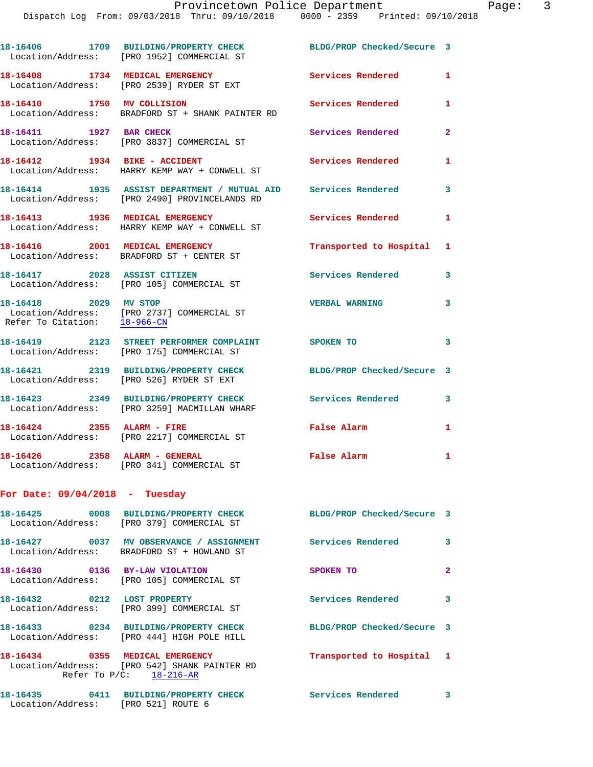18-16406 1709 BUILDING/PROPERTY CHECK BLDG/PROP Checked/Secure 3
Location/Address: [PRO 1952] COMMERCIAL ST

18-16408 1734 MEDICAL EMERGENCY Services Rendered 1
Location/Address: [PRO 2539] RYDER ST EXT

18-16410 1750 MV COLLISION Services Rendered 1
Location/Address: BRADFORD ST + SHANK PAINTER RD

18-16411 1927 BAR CHECK Services Rendered 2
Location/Address: [PRO 3837] COMMERCIAL ST

18-16412 1934 BIKE - ACCIDENT Services Rendered 1
Location/Address: HARRY KEMP WAY + CONWELL ST

18-16414 1935 ASSIST DEPARTMENT / MUTUAL AID Services Rendered 3
Location/Address: [PRO 2490] PROVINCELANDS RD

18-16413 1936 MEDICAL EMERGENCY Services Rendered 1
Location/Address: HARRY KEMP WAY + CONWELL ST

18-16416 2001 MEDICAL EMERGENCY Transported to Hospital 1
Location/Address: BRADFORD ST + CENTER ST

18-16417 2028 ASSIST CITIZEN Services Rendered 3
Location/Address: [PRO 105] COMMERCIAL ST

18-16418 2029 MV STOP VERBAL WARNING 3
Location/Address: [PRO 2737] COMMERCIAL ST
Refer To Citation: 18-966-CN

18-16419 2123 STREET PERFORMER COMPLAINT SPOKEN TO 3
Location/Address: [PRO 175] COMMERCIAL ST

18-16421 2319 BUILDING/PROPERTY CHECK BLDG/PROP Checked/Secure 3
Location/Address: [PRO 526] RYDER ST EXT

18-16423 2349 BUILDING/PROPERTY CHECK Services Rendered 3
Location/Address: [PRO 3259] MACMILLAN WHARF

18-16424 2355 ALARM - FIRE False Alarm 1
Location/Address: [PRO 2217] COMMERCIAL ST

18-16426 2358 ALARM - GENERAL False Alarm 1
Location/Address: [PRO 341] COMMERCIAL ST

## For Date: 09/04/2018 - Tuesday

18-16425 0008 BUILDING/PROPERTY CHECK BLDG/PROP Checked/Secure 3
Location/Address: [PRO 379] COMMERCIAL ST

18-16427 0037 MV OBSERVANCE / ASSIGNMENT Services Rendered 3
Location/Address: BRADFORD ST + HOWLAND ST

18-16430 0136 BY-LAW VIOLATION SPOKEN TO 2
Location/Address: [PRO 105] COMMERCIAL ST

18-16432 0212 LOST PROPERTY Services Rendered 3
Location/Address: [PRO 399] COMMERCIAL ST

18-16433 0234 BUILDING/PROPERTY CHECK BLDG/PROP Checked/Secure 3
Location/Address: [PRO 444] HIGH POLE HILL

18-16434 0355 MEDICAL EMERGENCY Transported to Hospital 1
Location/Address: [PRO 542] SHANK PAINTER RD
Refer To P/C: 18-216-AR

18-16435 0411 BUILDING/PROPERTY CHECK Services Rendered 3
Location/Address: [PRO 521] ROUTE 6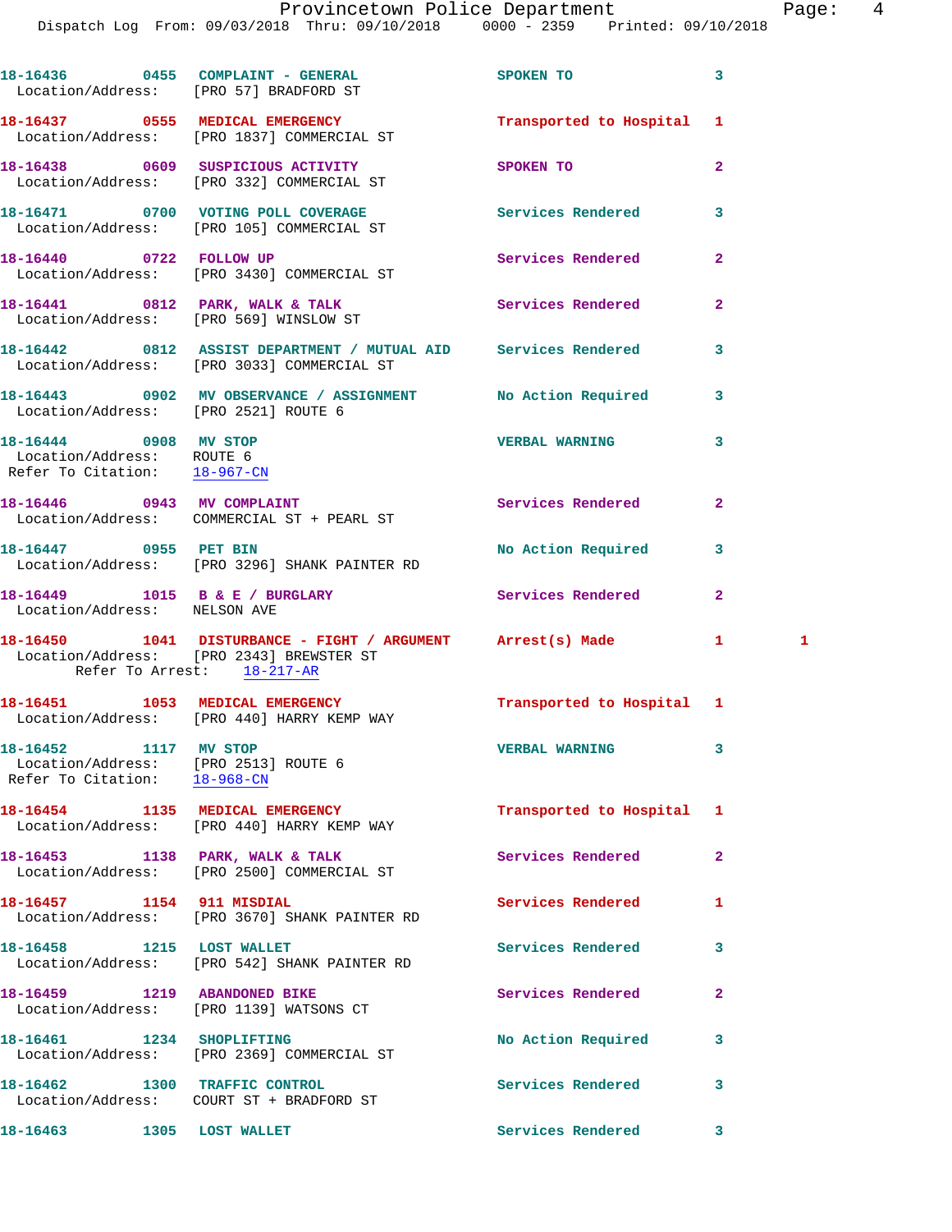18-16436 0455 COMPLAINT - GENERAL SPOKEN TO 3
Location/Address: [PRO 57] BRADFORD ST

18-16437 0555 MEDICAL EMERGENCY Transported to Hospital 1
Location/Address: [PRO 1837] COMMERCIAL ST

18-16438 0609 SUSPICIOUS ACTIVITY SPOKEN TO 2
Location/Address: [PRO 332] COMMERCIAL ST

18-16471 0700 VOTING POLL COVERAGE Services Rendered 3
Location/Address: [PRO 105] COMMERCIAL ST

18-16440 0722 FOLLOW UP Services Rendered 2
Location/Address: [PRO 3430] COMMERCIAL ST

18-16441 0812 PARK, WALK & TALK Services Rendered 2
Location/Address: [PRO 569] WINSLOW ST

18-16442 0812 ASSIST DEPARTMENT / MUTUAL AID Services Rendered 3
Location/Address: [PRO 3033] COMMERCIAL ST

18-16443 0902 MV OBSERVANCE / ASSIGNMENT No Action Required 3
Location/Address: [PRO 2521] ROUTE 6

18-16444 0908 MV STOP VERBAL WARNING 3
Location/Address: ROUTE 6
Refer To Citation: 18-967-CN

18-16446 0943 MV COMPLAINT Services Rendered 2
Location/Address: COMMERCIAL ST + PEARL ST

18-16447 0955 PET BIN No Action Required 3
Location/Address: [PRO 3296] SHANK PAINTER RD

18-16449 1015 B & E / BURGLARY Services Rendered 2
Location/Address: NELSON AVE

18-16450 1041 DISTURBANCE - FIGHT / ARGUMENT Arrest(s) Made 1 1
Location/Address: [PRO 2343] BREWSTER ST
Refer To Arrest: 18-217-AR

18-16451 1053 MEDICAL EMERGENCY Transported to Hospital 1
Location/Address: [PRO 440] HARRY KEMP WAY

18-16452 1117 MV STOP VERBAL WARNING 3
Location/Address: [PRO 2513] ROUTE 6
Refer To Citation: 18-968-CN

18-16454 1135 MEDICAL EMERGENCY Transported to Hospital 1
Location/Address: [PRO 440] HARRY KEMP WAY

18-16453 1138 PARK, WALK & TALK Services Rendered 2
Location/Address: [PRO 2500] COMMERCIAL ST

18-16457 1154 911 MISDIAL Services Rendered 1
Location/Address: [PRO 3670] SHANK PAINTER RD

18-16458 1215 LOST WALLET Services Rendered 3
Location/Address: [PRO 542] SHANK PAINTER RD

18-16459 1219 ABANDONED BIKE Services Rendered 2
Location/Address: [PRO 1139] WATSONS CT

18-16461 1234 SHOPLIFTING No Action Required 3
Location/Address: [PRO 2369] COMMERCIAL ST

18-16462 1300 TRAFFIC CONTROL Services Rendered 3
Location/Address: COURT ST + BRADFORD ST

18-16463 1305 LOST WALLET Services Rendered 3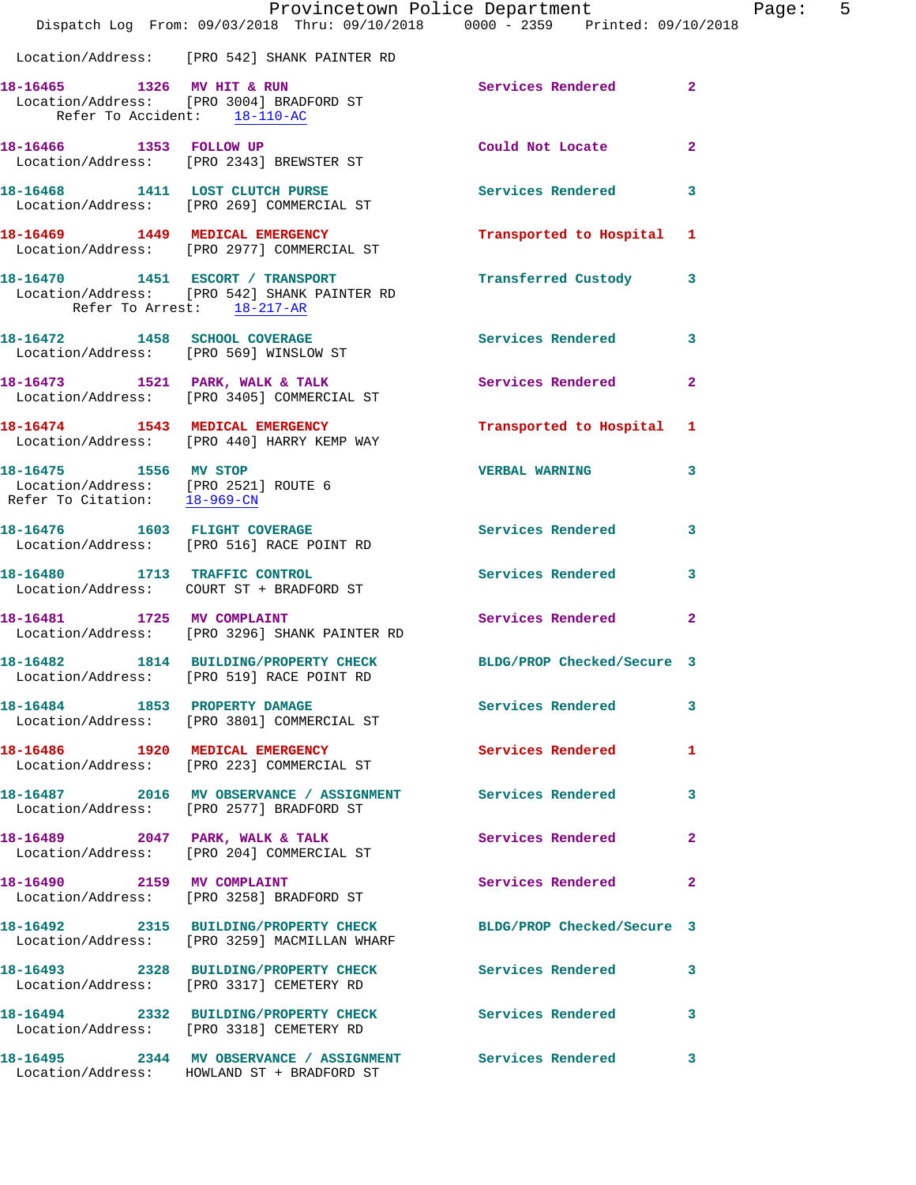Location/Address: [PRO 542] SHANK PAINTER RD

**18-16465 1326 MV HIT & RUN** — Services Rendered — 2
Location/Address: [PRO 3004] BRADFORD ST
Refer To Accident: 18-110-AC

**18-16466 1353 FOLLOW UP** — Could Not Locate — 2
Location/Address: [PRO 2343] BREWSTER ST

**18-16468 1411 LOST CLUTCH PURSE** — Services Rendered — 3
Location/Address: [PRO 269] COMMERCIAL ST

**18-16469 1449 MEDICAL EMERGENCY** — Transported to Hospital — 1
Location/Address: [PRO 2977] COMMERCIAL ST

**18-16470 1451 ESCORT / TRANSPORT** — Transferred Custody — 3
Location/Address: [PRO 542] SHANK PAINTER RD
Refer To Arrest: 18-217-AR

**18-16472 1458 SCHOOL COVERAGE** — Services Rendered — 3
Location/Address: [PRO 569] WINSLOW ST

**18-16473 1521 PARK, WALK & TALK** — Services Rendered — 2
Location/Address: [PRO 3405] COMMERCIAL ST

**18-16474 1543 MEDICAL EMERGENCY** — Transported to Hospital — 1
Location/Address: [PRO 440] HARRY KEMP WAY

**18-16475 1556 MV STOP** — VERBAL WARNING — 3
Location/Address: [PRO 2521] ROUTE 6
Refer To Citation: 18-969-CN

**18-16476 1603 FLIGHT COVERAGE** — Services Rendered — 3
Location/Address: [PRO 516] RACE POINT RD

**18-16480 1713 TRAFFIC CONTROL** — Services Rendered — 3
Location/Address: COURT ST + BRADFORD ST

**18-16481 1725 MV COMPLAINT** — Services Rendered — 2
Location/Address: [PRO 3296] SHANK PAINTER RD

**18-16482 1814 BUILDING/PROPERTY CHECK** — BLDG/PROP Checked/Secure — 3
Location/Address: [PRO 519] RACE POINT RD

**18-16484 1853 PROPERTY DAMAGE** — Services Rendered — 3
Location/Address: [PRO 3801] COMMERCIAL ST

**18-16486 1920 MEDICAL EMERGENCY** — Services Rendered — 1
Location/Address: [PRO 223] COMMERCIAL ST

**18-16487 2016 MV OBSERVANCE / ASSIGNMENT** — Services Rendered — 3
Location/Address: [PRO 2577] BRADFORD ST

**18-16489 2047 PARK, WALK & TALK** — Services Rendered — 2
Location/Address: [PRO 204] COMMERCIAL ST

**18-16490 2159 MV COMPLAINT** — Services Rendered — 2
Location/Address: [PRO 3258] BRADFORD ST

**18-16492 2315 BUILDING/PROPERTY CHECK** — BLDG/PROP Checked/Secure — 3
Location/Address: [PRO 3259] MACMILLAN WHARF

**18-16493 2328 BUILDING/PROPERTY CHECK** — Services Rendered — 3
Location/Address: [PRO 3317] CEMETERY RD

**18-16494 2332 BUILDING/PROPERTY CHECK** — Services Rendered — 3
Location/Address: [PRO 3318] CEMETERY RD

**18-16495 2344 MV OBSERVANCE / ASSIGNMENT** — Services Rendered — 3
Location/Address: HOWLAND ST + BRADFORD ST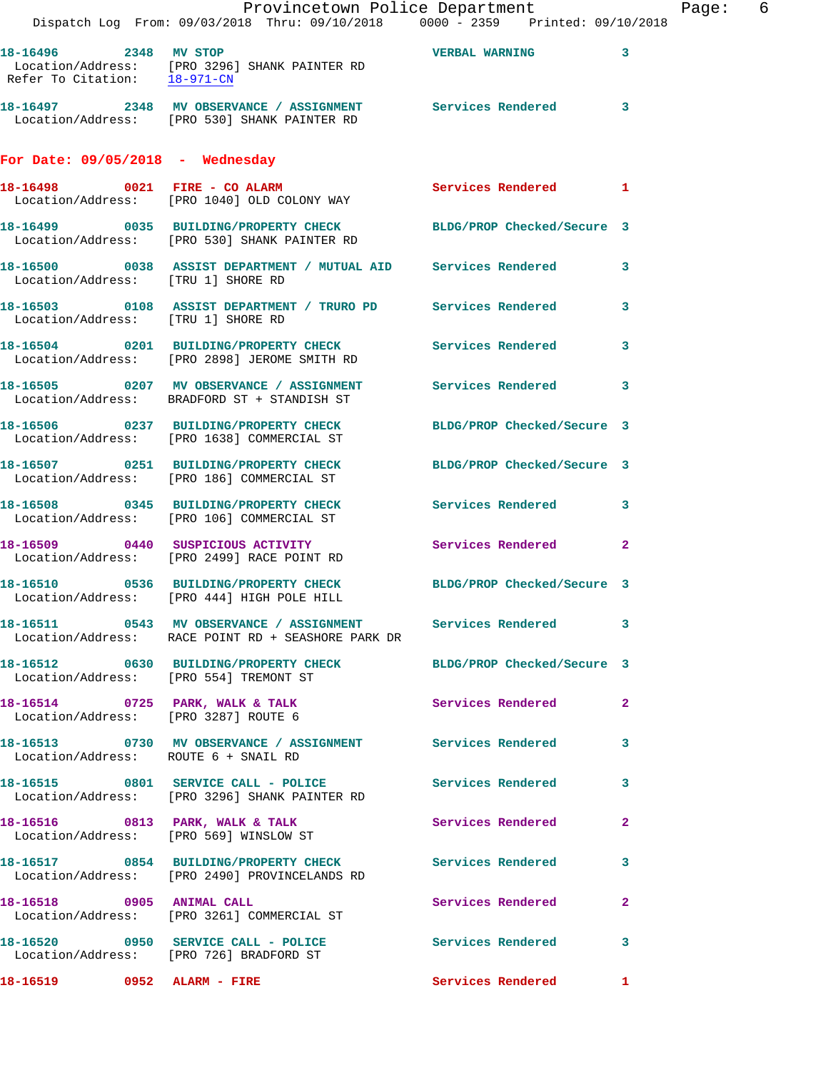18-16496 2348 MV STOP VERBAL WARNING 3
Location/Address: [PRO 3296] SHANK PAINTER RD
Refer To Citation: 18-971-CN

18-16497 2348 MV OBSERVANCE / ASSIGNMENT Services Rendered 3
Location/Address: [PRO 530] SHANK PAINTER RD

## For Date: 09/05/2018 - Wednesday

18-16498 0021 FIRE - CO ALARM Services Rendered 1
Location/Address: [PRO 1040] OLD COLONY WAY

18-16499 0035 BUILDING/PROPERTY CHECK BLDG/PROP Checked/Secure 3
Location/Address: [PRO 530] SHANK PAINTER RD

18-16500 0038 ASSIST DEPARTMENT / MUTUAL AID Services Rendered 3
Location/Address: [TRU 1] SHORE RD

18-16503 0108 ASSIST DEPARTMENT / TRURO PD Services Rendered 3
Location/Address: [TRU 1] SHORE RD

18-16504 0201 BUILDING/PROPERTY CHECK Services Rendered 3
Location/Address: [PRO 2898] JEROME SMITH RD

18-16505 0207 MV OBSERVANCE / ASSIGNMENT Services Rendered 3
Location/Address: BRADFORD ST + STANDISH ST

18-16506 0237 BUILDING/PROPERTY CHECK BLDG/PROP Checked/Secure 3
Location/Address: [PRO 1638] COMMERCIAL ST

18-16507 0251 BUILDING/PROPERTY CHECK BLDG/PROP Checked/Secure 3
Location/Address: [PRO 186] COMMERCIAL ST

18-16508 0345 BUILDING/PROPERTY CHECK Services Rendered 3
Location/Address: [PRO 106] COMMERCIAL ST

18-16509 0440 SUSPICIOUS ACTIVITY Services Rendered 2
Location/Address: [PRO 2499] RACE POINT RD

18-16510 0536 BUILDING/PROPERTY CHECK BLDG/PROP Checked/Secure 3
Location/Address: [PRO 444] HIGH POLE HILL

18-16511 0543 MV OBSERVANCE / ASSIGNMENT Services Rendered 3
Location/Address: RACE POINT RD + SEASHORE PARK DR

18-16512 0630 BUILDING/PROPERTY CHECK BLDG/PROP Checked/Secure 3
Location/Address: [PRO 554] TREMONT ST

18-16514 0725 PARK, WALK & TALK Services Rendered 2
Location/Address: [PRO 3287] ROUTE 6

18-16513 0730 MV OBSERVANCE / ASSIGNMENT Services Rendered 3
Location/Address: ROUTE 6 + SNAIL RD

18-16515 0801 SERVICE CALL - POLICE Services Rendered 3
Location/Address: [PRO 3296] SHANK PAINTER RD

18-16516 0813 PARK, WALK & TALK Services Rendered 2
Location/Address: [PRO 569] WINSLOW ST

18-16517 0854 BUILDING/PROPERTY CHECK Services Rendered 3
Location/Address: [PRO 2490] PROVINCELANDS RD

18-16518 0905 ANIMAL CALL Services Rendered 2
Location/Address: [PRO 3261] COMMERCIAL ST

18-16520 0950 SERVICE CALL - POLICE Services Rendered 3
Location/Address: [PRO 726] BRADFORD ST

18-16519 0952 ALARM - FIRE Services Rendered 1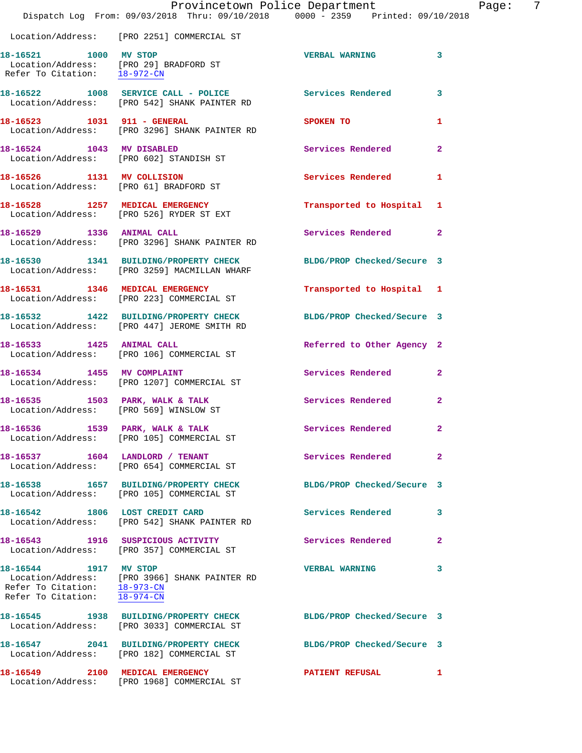Location/Address: [PRO 2251] COMMERCIAL ST

**18-16521** 1000 **MV STOP** — VERBAL WARNING — 3
Location/Address: [PRO 29] BRADFORD ST
Refer To Citation: 18-972-CN

**18-16522** 1008 **SERVICE CALL - POLICE** — Services Rendered — 3
Location/Address: [PRO 542] SHANK PAINTER RD

**18-16523** 1031 **911 - GENERAL** — SPOKEN TO — 1
Location/Address: [PRO 3296] SHANK PAINTER RD

**18-16524** 1043 **MV DISABLED** — Services Rendered — 2
Location/Address: [PRO 602] STANDISH ST

**18-16526** 1131 **MV COLLISION** — Services Rendered — 1
Location/Address: [PRO 61] BRADFORD ST

**18-16528** 1257 **MEDICAL EMERGENCY** — Transported to Hospital — 1
Location/Address: [PRO 526] RYDER ST EXT

**18-16529** 1336 **ANIMAL CALL** — Services Rendered — 2
Location/Address: [PRO 3296] SHANK PAINTER RD

**18-16530** 1341 **BUILDING/PROPERTY CHECK** — BLDG/PROP Checked/Secure — 3
Location/Address: [PRO 3259] MACMILLAN WHARF

**18-16531** 1346 **MEDICAL EMERGENCY** — Transported to Hospital — 1
Location/Address: [PRO 223] COMMERCIAL ST

**18-16532** 1422 **BUILDING/PROPERTY CHECK** — BLDG/PROP Checked/Secure — 3
Location/Address: [PRO 447] JEROME SMITH RD

**18-16533** 1425 **ANIMAL CALL** — Referred to Other Agency — 2
Location/Address: [PRO 106] COMMERCIAL ST

**18-16534** 1455 **MV COMPLAINT** — Services Rendered — 2
Location/Address: [PRO 1207] COMMERCIAL ST

**18-16535** 1503 **PARK, WALK & TALK** — Services Rendered — 2
Location/Address: [PRO 569] WINSLOW ST

**18-16536** 1539 **PARK, WALK & TALK** — Services Rendered — 2
Location/Address: [PRO 105] COMMERCIAL ST

**18-16537** 1604 **LANDLORD / TENANT** — Services Rendered — 2
Location/Address: [PRO 654] COMMERCIAL ST

**18-16538** 1657 **BUILDING/PROPERTY CHECK** — BLDG/PROP Checked/Secure — 3
Location/Address: [PRO 105] COMMERCIAL ST

**18-16542** 1806 **LOST CREDIT CARD** — Services Rendered — 3
Location/Address: [PRO 542] SHANK PAINTER RD

**18-16543** 1916 **SUSPICIOUS ACTIVITY** — Services Rendered — 2
Location/Address: [PRO 357] COMMERCIAL ST

**18-16544** 1917 **MV STOP** — VERBAL WARNING — 3
Location/Address: [PRO 3966] SHANK PAINTER RD
Refer To Citation: 18-973-CN
Refer To Citation: 18-974-CN

**18-16545** 1938 **BUILDING/PROPERTY CHECK** — BLDG/PROP Checked/Secure — 3
Location/Address: [PRO 3033] COMMERCIAL ST

**18-16547** 2041 **BUILDING/PROPERTY CHECK** — BLDG/PROP Checked/Secure — 3
Location/Address: [PRO 182] COMMERCIAL ST

**18-16549** 2100 **MEDICAL EMERGENCY** — PATIENT REFUSAL — 1
Location/Address: [PRO 1968] COMMERCIAL ST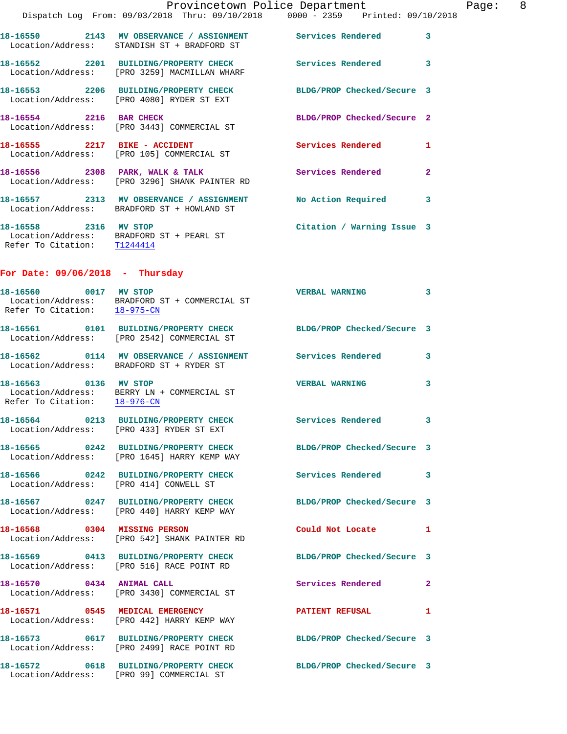18-16550 2143 MV OBSERVANCE / ASSIGNMENT Services Rendered 3
Location/Address: STANDISH ST + BRADFORD ST

18-16552 2201 BUILDING/PROPERTY CHECK Services Rendered 3
Location/Address: [PRO 3259] MACMILLAN WHARF

18-16553 2206 BUILDING/PROPERTY CHECK BLDG/PROP Checked/Secure 3
Location/Address: [PRO 4080] RYDER ST EXT

18-16554 2216 BAR CHECK BLDG/PROP Checked/Secure 2
Location/Address: [PRO 3443] COMMERCIAL ST

18-16555 2217 BIKE - ACCIDENT Services Rendered 1
Location/Address: [PRO 105] COMMERCIAL ST

18-16556 2308 PARK, WALK & TALK Services Rendered 2
Location/Address: [PRO 3296] SHANK PAINTER RD

18-16557 2313 MV OBSERVANCE / ASSIGNMENT No Action Required 3
Location/Address: BRADFORD ST + HOWLAND ST

18-16558 2316 MV STOP Citation / Warning Issue 3
Location/Address: BRADFORD ST + PEARL ST
Refer To Citation: T1244414

## For Date: 09/06/2018 - Thursday

18-16560 0017 MV STOP VERBAL WARNING 3
Location/Address: BRADFORD ST + COMMERCIAL ST
Refer To Citation: 18-975-CN

18-16561 0101 BUILDING/PROPERTY CHECK BLDG/PROP Checked/Secure 3
Location/Address: [PRO 2542] COMMERCIAL ST

18-16562 0114 MV OBSERVANCE / ASSIGNMENT Services Rendered 3
Location/Address: BRADFORD ST + RYDER ST

18-16563 0136 MV STOP VERBAL WARNING 3
Location/Address: BERRY LN + COMMERCIAL ST
Refer To Citation: 18-976-CN

18-16564 0213 BUILDING/PROPERTY CHECK Services Rendered 3
Location/Address: [PRO 433] RYDER ST EXT

18-16565 0242 BUILDING/PROPERTY CHECK BLDG/PROP Checked/Secure 3
Location/Address: [PRO 1645] HARRY KEMP WAY

18-16566 0242 BUILDING/PROPERTY CHECK Services Rendered 3
Location/Address: [PRO 414] CONWELL ST

18-16567 0247 BUILDING/PROPERTY CHECK BLDG/PROP Checked/Secure 3
Location/Address: [PRO 440] HARRY KEMP WAY

18-16568 0304 MISSING PERSON Could Not Locate 1
Location/Address: [PRO 542] SHANK PAINTER RD

18-16569 0413 BUILDING/PROPERTY CHECK BLDG/PROP Checked/Secure 3
Location/Address: [PRO 516] RACE POINT RD

18-16570 0434 ANIMAL CALL Services Rendered 2
Location/Address: [PRO 3430] COMMERCIAL ST

18-16571 0545 MEDICAL EMERGENCY PATIENT REFUSAL 1
Location/Address: [PRO 442] HARRY KEMP WAY

18-16573 0617 BUILDING/PROPERTY CHECK BLDG/PROP Checked/Secure 3
Location/Address: [PRO 2499] RACE POINT RD

18-16572 0618 BUILDING/PROPERTY CHECK BLDG/PROP Checked/Secure 3
Location/Address: [PRO 99] COMMERCIAL ST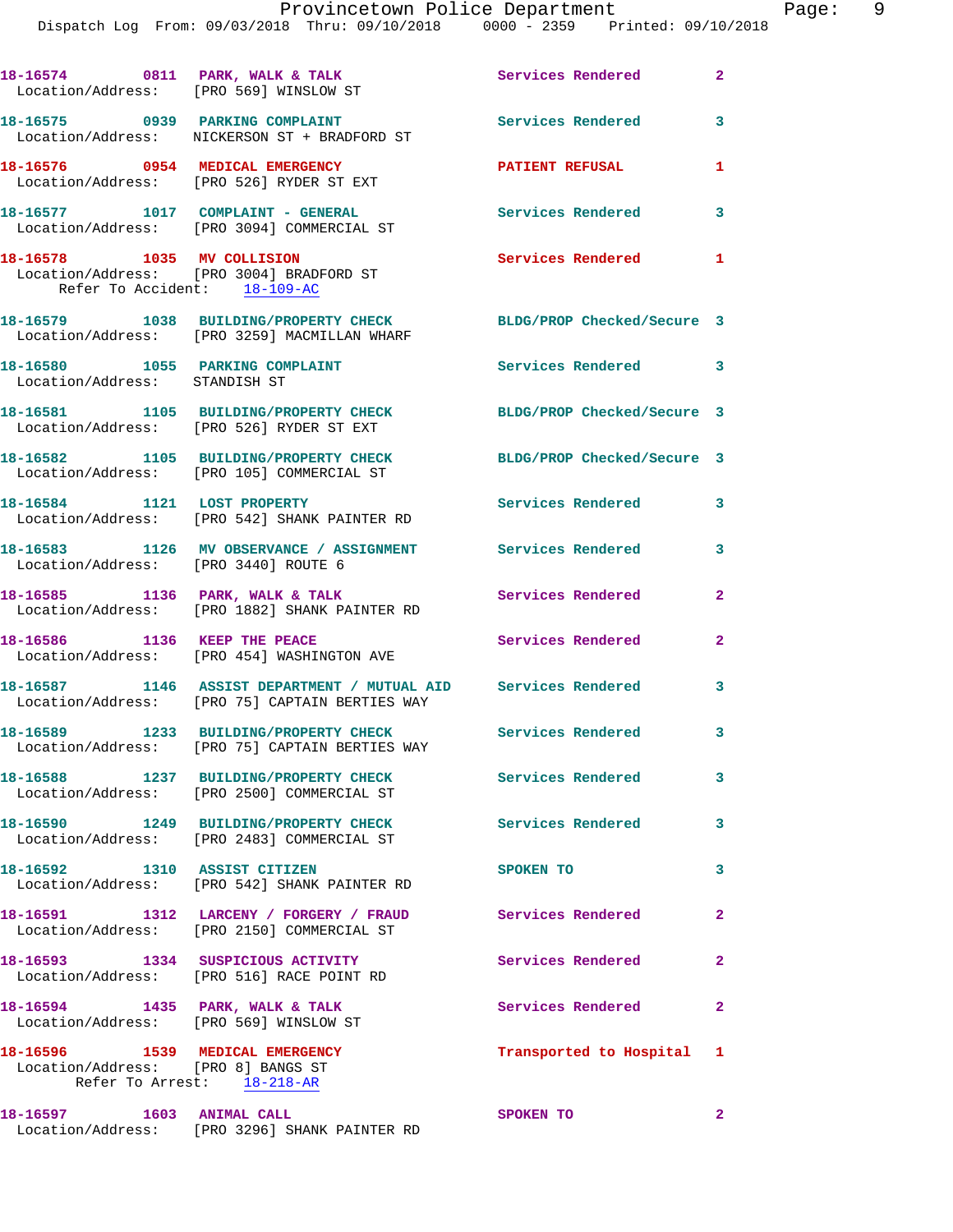18-16574 0811 PARK, WALK & TALK Services Rendered 2
Location/Address: [PRO 569] WINSLOW ST

18-16575 0939 PARKING COMPLAINT Services Rendered 3
Location/Address: NICKERSON ST + BRADFORD ST

18-16576 0954 MEDICAL EMERGENCY PATIENT REFUSAL 1
Location/Address: [PRO 526] RYDER ST EXT

18-16577 1017 COMPLAINT - GENERAL Services Rendered 3
Location/Address: [PRO 3094] COMMERCIAL ST

18-16578 1035 MV COLLISION Services Rendered 1
Location/Address: [PRO 3004] BRADFORD ST
Refer To Accident: 18-109-AC

18-16579 1038 BUILDING/PROPERTY CHECK BLDG/PROP Checked/Secure 3
Location/Address: [PRO 3259] MACMILLAN WHARF

18-16580 1055 PARKING COMPLAINT Services Rendered 3
Location/Address: STANDISH ST

18-16581 1105 BUILDING/PROPERTY CHECK BLDG/PROP Checked/Secure 3
Location/Address: [PRO 526] RYDER ST EXT

18-16582 1105 BUILDING/PROPERTY CHECK BLDG/PROP Checked/Secure 3
Location/Address: [PRO 105] COMMERCIAL ST

18-16584 1121 LOST PROPERTY Services Rendered 3
Location/Address: [PRO 542] SHANK PAINTER RD

18-16583 1126 MV OBSERVANCE / ASSIGNMENT Services Rendered 3
Location/Address: [PRO 3440] ROUTE 6

18-16585 1136 PARK, WALK & TALK Services Rendered 2
Location/Address: [PRO 1882] SHANK PAINTER RD

18-16586 1136 KEEP THE PEACE Services Rendered 2
Location/Address: [PRO 454] WASHINGTON AVE

18-16587 1146 ASSIST DEPARTMENT / MUTUAL AID Services Rendered 3
Location/Address: [PRO 75] CAPTAIN BERTIES WAY

18-16589 1233 BUILDING/PROPERTY CHECK Services Rendered 3
Location/Address: [PRO 75] CAPTAIN BERTIES WAY

18-16588 1237 BUILDING/PROPERTY CHECK Services Rendered 3
Location/Address: [PRO 2500] COMMERCIAL ST

18-16590 1249 BUILDING/PROPERTY CHECK Services Rendered 3
Location/Address: [PRO 2483] COMMERCIAL ST

18-16592 1310 ASSIST CITIZEN SPOKEN TO 3
Location/Address: [PRO 542] SHANK PAINTER RD

18-16591 1312 LARCENY / FORGERY / FRAUD Services Rendered 2
Location/Address: [PRO 2150] COMMERCIAL ST

18-16593 1334 SUSPICIOUS ACTIVITY Services Rendered 2
Location/Address: [PRO 516] RACE POINT RD

18-16594 1435 PARK, WALK & TALK Services Rendered 2
Location/Address: [PRO 569] WINSLOW ST

18-16596 1539 MEDICAL EMERGENCY Transported to Hospital 1
Location/Address: [PRO 8] BANGS ST
Refer To Arrest: 18-218-AR

18-16597 1603 ANIMAL CALL SPOKEN TO 2
Location/Address: [PRO 3296] SHANK PAINTER RD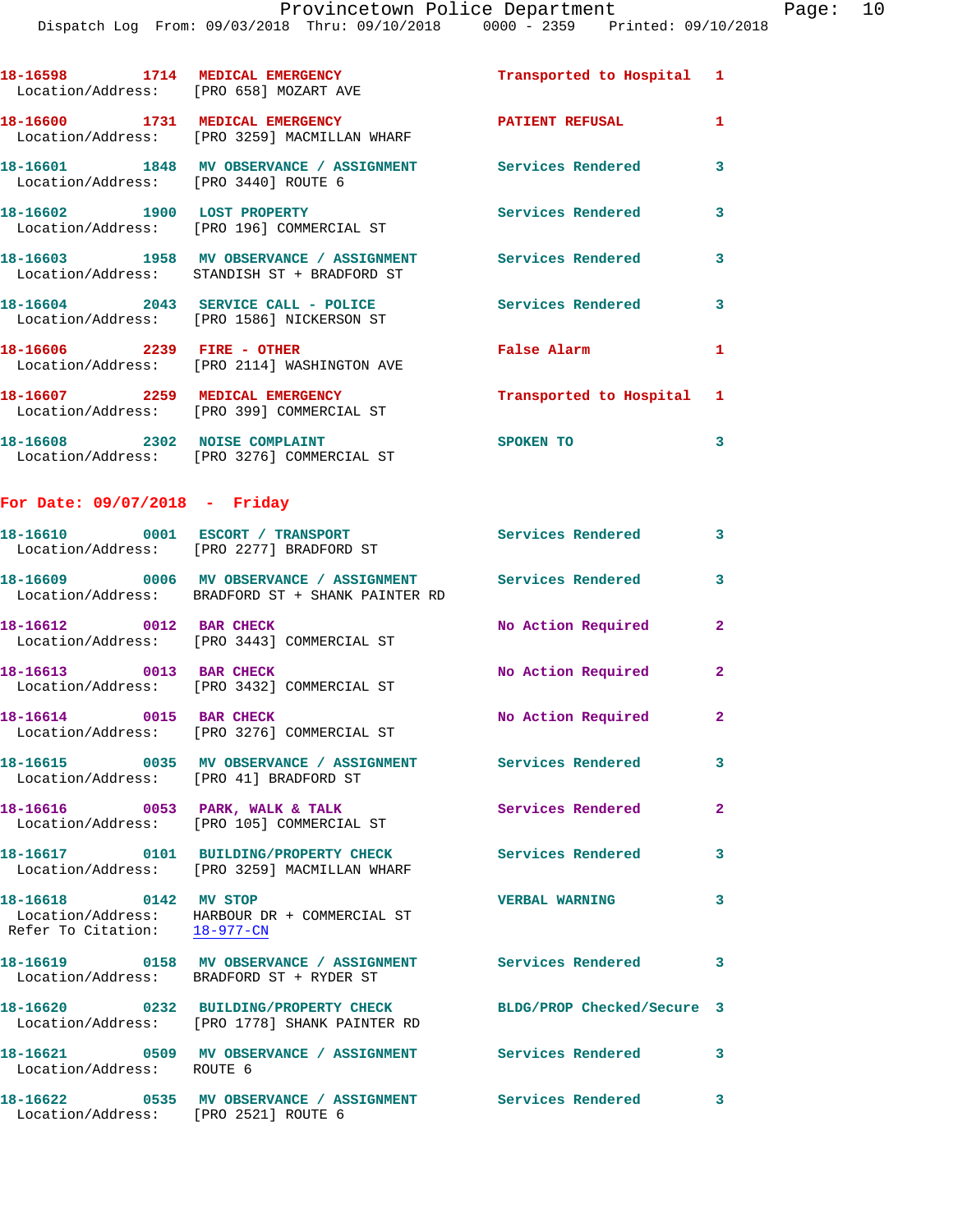18-16598 1714 MEDICAL EMERGENCY Transported to Hospital 1
Location/Address: [PRO 658] MOZART AVE

18-16600 1731 MEDICAL EMERGENCY PATIENT REFUSAL 1
Location/Address: [PRO 3259] MACMILLAN WHARF

18-16601 1848 MV OBSERVANCE / ASSIGNMENT Services Rendered 3
Location/Address: [PRO 3440] ROUTE 6

18-16602 1900 LOST PROPERTY Services Rendered 3
Location/Address: [PRO 196] COMMERCIAL ST

18-16603 1958 MV OBSERVANCE / ASSIGNMENT Services Rendered 3
Location/Address: STANDISH ST + BRADFORD ST

18-16604 2043 SERVICE CALL - POLICE Services Rendered 3
Location/Address: [PRO 1586] NICKERSON ST

18-16606 2239 FIRE - OTHER False Alarm 1
Location/Address: [PRO 2114] WASHINGTON AVE

18-16607 2259 MEDICAL EMERGENCY Transported to Hospital 1
Location/Address: [PRO 399] COMMERCIAL ST

18-16608 2302 NOISE COMPLAINT SPOKEN TO 3
Location/Address: [PRO 3276] COMMERCIAL ST

**For Date: 09/07/2018 - Friday**

18-16610 0001 ESCORT / TRANSPORT Services Rendered 3
Location/Address: [PRO 2277] BRADFORD ST

18-16609 0006 MV OBSERVANCE / ASSIGNMENT Services Rendered 3
Location/Address: BRADFORD ST + SHANK PAINTER RD

18-16612 0012 BAR CHECK No Action Required 2
Location/Address: [PRO 3443] COMMERCIAL ST

18-16613 0013 BAR CHECK No Action Required 2
Location/Address: [PRO 3432] COMMERCIAL ST

18-16614 0015 BAR CHECK No Action Required 2
Location/Address: [PRO 3276] COMMERCIAL ST

18-16615 0035 MV OBSERVANCE / ASSIGNMENT Services Rendered 3
Location/Address: [PRO 41] BRADFORD ST

18-16616 0053 PARK, WALK & TALK Services Rendered 2
Location/Address: [PRO 105] COMMERCIAL ST

18-16617 0101 BUILDING/PROPERTY CHECK Services Rendered 3
Location/Address: [PRO 3259] MACMILLAN WHARF

18-16618 0142 MV STOP VERBAL WARNING 3
Location/Address: HARBOUR DR + COMMERCIAL ST
Refer To Citation: 18-977-CN

18-16619 0158 MV OBSERVANCE / ASSIGNMENT Services Rendered 3
Location/Address: BRADFORD ST + RYDER ST

18-16620 0232 BUILDING/PROPERTY CHECK BLDG/PROP Checked/Secure 3
Location/Address: [PRO 1778] SHANK PAINTER RD

18-16621 0509 MV OBSERVANCE / ASSIGNMENT Services Rendered 3
Location/Address: ROUTE 6

18-16622 0535 MV OBSERVANCE / ASSIGNMENT Services Rendered 3
Location/Address: [PRO 2521] ROUTE 6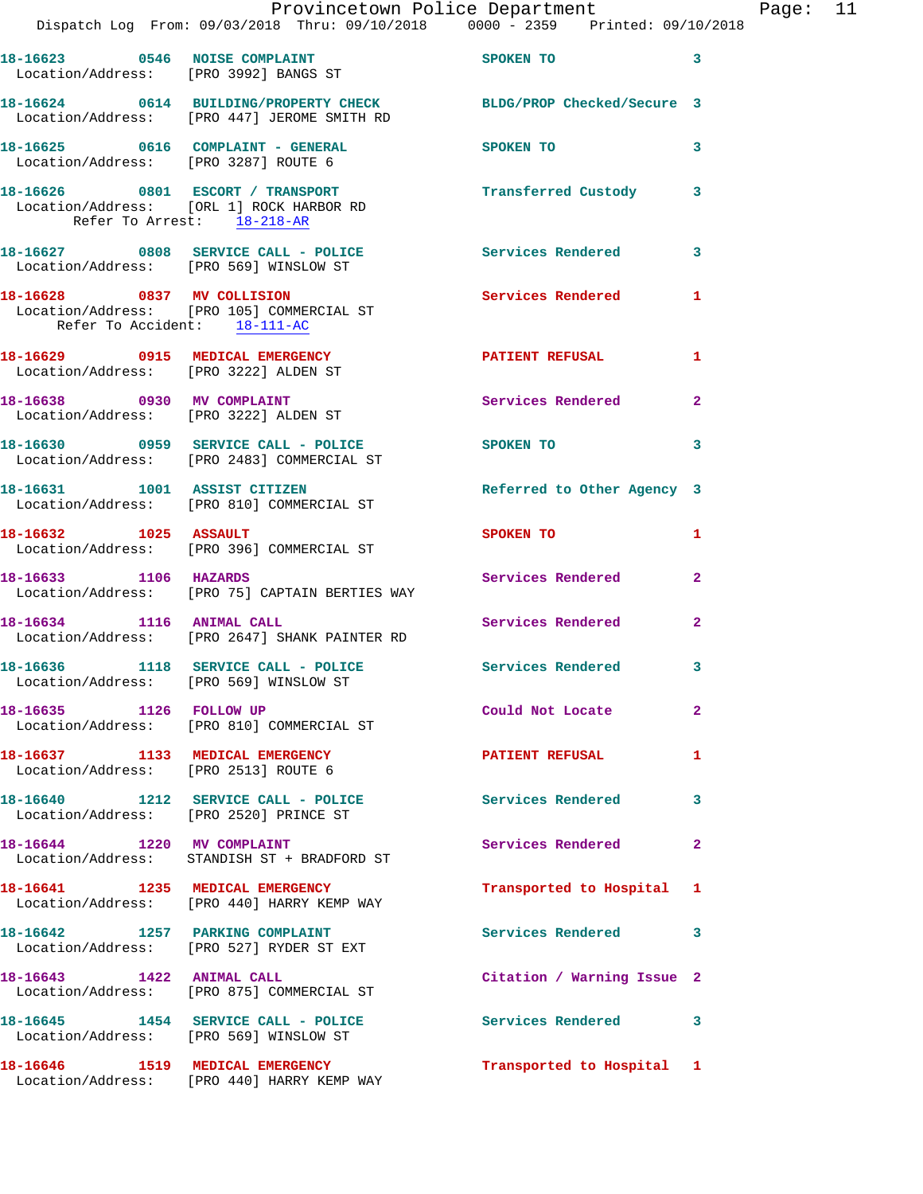18-16623 0546 NOISE COMPLAINT SPOKEN TO 3
Location/Address: [PRO 3992] BANGS ST

18-16624 0614 BUILDING/PROPERTY CHECK BLDG/PROP Checked/Secure 3
Location/Address: [PRO 447] JEROME SMITH RD

18-16625 0616 COMPLAINT - GENERAL SPOKEN TO 3
Location/Address: [PRO 3287] ROUTE 6

18-16626 0801 ESCORT / TRANSPORT Transferred Custody 3
Location/Address: [ORL 1] ROCK HARBOR RD
Refer To Arrest: 18-218-AR

18-16627 0808 SERVICE CALL - POLICE Services Rendered 3
Location/Address: [PRO 569] WINSLOW ST

18-16628 0837 MV COLLISION Services Rendered 1
Location/Address: [PRO 105] COMMERCIAL ST
Refer To Accident: 18-111-AC

18-16629 0915 MEDICAL EMERGENCY PATIENT REFUSAL 1
Location/Address: [PRO 3222] ALDEN ST

18-16638 0930 MV COMPLAINT Services Rendered 2
Location/Address: [PRO 3222] ALDEN ST

18-16630 0959 SERVICE CALL - POLICE SPOKEN TO 3
Location/Address: [PRO 2483] COMMERCIAL ST

18-16631 1001 ASSIST CITIZEN Referred to Other Agency 3
Location/Address: [PRO 810] COMMERCIAL ST

18-16632 1025 ASSAULT SPOKEN TO 1
Location/Address: [PRO 396] COMMERCIAL ST

18-16633 1106 HAZARDS Services Rendered 2
Location/Address: [PRO 75] CAPTAIN BERTIES WAY

18-16634 1116 ANIMAL CALL Services Rendered 2
Location/Address: [PRO 2647] SHANK PAINTER RD

18-16636 1118 SERVICE CALL - POLICE Services Rendered 3
Location/Address: [PRO 569] WINSLOW ST

18-16635 1126 FOLLOW UP Could Not Locate 2
Location/Address: [PRO 810] COMMERCIAL ST

18-16637 1133 MEDICAL EMERGENCY PATIENT REFUSAL 1
Location/Address: [PRO 2513] ROUTE 6

18-16640 1212 SERVICE CALL - POLICE Services Rendered 3
Location/Address: [PRO 2520] PRINCE ST

18-16644 1220 MV COMPLAINT Services Rendered 2
Location/Address: STANDISH ST + BRADFORD ST

18-16641 1235 MEDICAL EMERGENCY Transported to Hospital 1
Location/Address: [PRO 440] HARRY KEMP WAY

18-16642 1257 PARKING COMPLAINT Services Rendered 3
Location/Address: [PRO 527] RYDER ST EXT

18-16643 1422 ANIMAL CALL Citation / Warning Issue 2
Location/Address: [PRO 875] COMMERCIAL ST

18-16645 1454 SERVICE CALL - POLICE Services Rendered 3
Location/Address: [PRO 569] WINSLOW ST

18-16646 1519 MEDICAL EMERGENCY Transported to Hospital 1
Location/Address: [PRO 440] HARRY KEMP WAY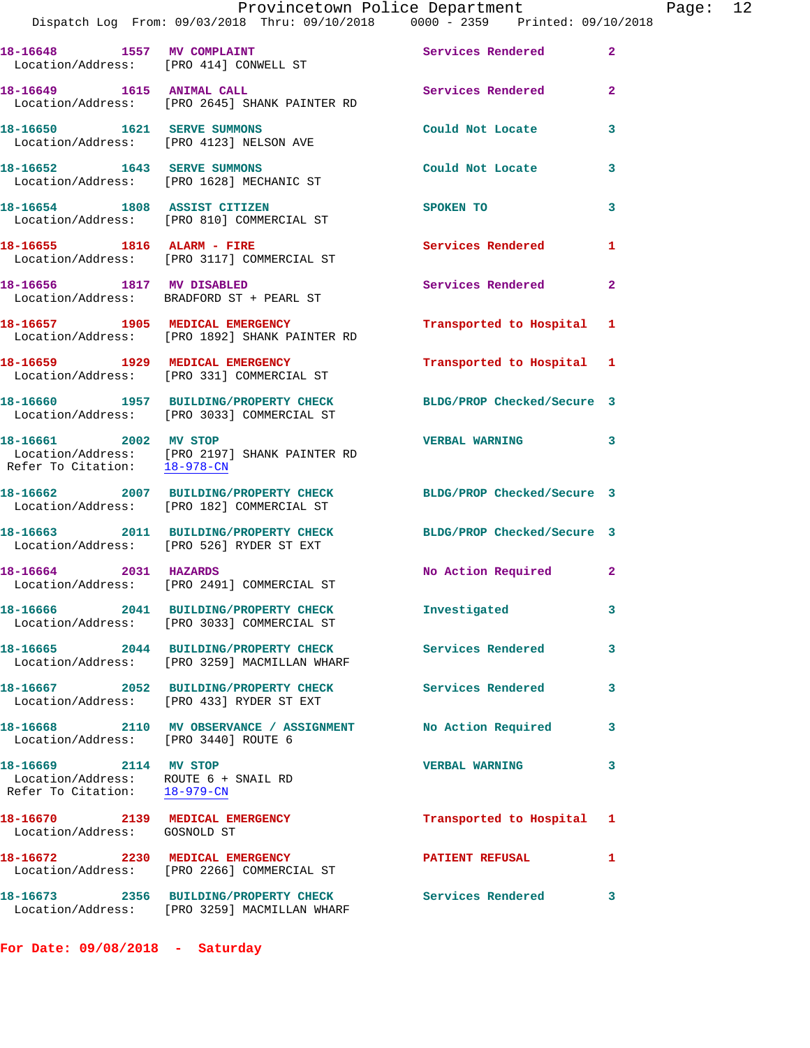18-16648 1557 MV COMPLAINT Services Rendered 2
Location/Address: [PRO 414] CONWELL ST

18-16649 1615 ANIMAL CALL Services Rendered 2
Location/Address: [PRO 2645] SHANK PAINTER RD

18-16650 1621 SERVE SUMMONS Could Not Locate 3
Location/Address: [PRO 4123] NELSON AVE

18-16652 1643 SERVE SUMMONS Could Not Locate 3
Location/Address: [PRO 1628] MECHANIC ST

18-16654 1808 ASSIST CITIZEN SPOKEN TO 3
Location/Address: [PRO 810] COMMERCIAL ST

18-16655 1816 ALARM - FIRE Services Rendered 1
Location/Address: [PRO 3117] COMMERCIAL ST

18-16656 1817 MV DISABLED Services Rendered 2
Location/Address: BRADFORD ST + PEARL ST

18-16657 1905 MEDICAL EMERGENCY Transported to Hospital 1
Location/Address: [PRO 1892] SHANK PAINTER RD

18-16659 1929 MEDICAL EMERGENCY Transported to Hospital 1
Location/Address: [PRO 331] COMMERCIAL ST

18-16660 1957 BUILDING/PROPERTY CHECK BLDG/PROP Checked/Secure 3
Location/Address: [PRO 3033] COMMERCIAL ST

18-16661 2002 MV STOP VERBAL WARNING 3
Location/Address: [PRO 2197] SHANK PAINTER RD
Refer To Citation: 18-978-CN

18-16662 2007 BUILDING/PROPERTY CHECK BLDG/PROP Checked/Secure 3
Location/Address: [PRO 182] COMMERCIAL ST

18-16663 2011 BUILDING/PROPERTY CHECK BLDG/PROP Checked/Secure 3
Location/Address: [PRO 526] RYDER ST EXT

18-16664 2031 HAZARDS No Action Required 2
Location/Address: [PRO 2491] COMMERCIAL ST

18-16666 2041 BUILDING/PROPERTY CHECK Investigated 3
Location/Address: [PRO 3033] COMMERCIAL ST

18-16665 2044 BUILDING/PROPERTY CHECK Services Rendered 3
Location/Address: [PRO 3259] MACMILLAN WHARF

18-16667 2052 BUILDING/PROPERTY CHECK Services Rendered 3
Location/Address: [PRO 433] RYDER ST EXT

18-16668 2110 MV OBSERVANCE / ASSIGNMENT No Action Required 3
Location/Address: [PRO 3440] ROUTE 6

18-16669 2114 MV STOP VERBAL WARNING 3
Location/Address: ROUTE 6 + SNAIL RD
Refer To Citation: 18-979-CN

18-16670 2139 MEDICAL EMERGENCY Transported to Hospital 1
Location/Address: GOSNOLD ST

18-16672 2230 MEDICAL EMERGENCY PATIENT REFUSAL 1
Location/Address: [PRO 2266] COMMERCIAL ST

18-16673 2356 BUILDING/PROPERTY CHECK Services Rendered 3
Location/Address: [PRO 3259] MACMILLAN WHARF

**For Date: 09/08/2018 - Saturday**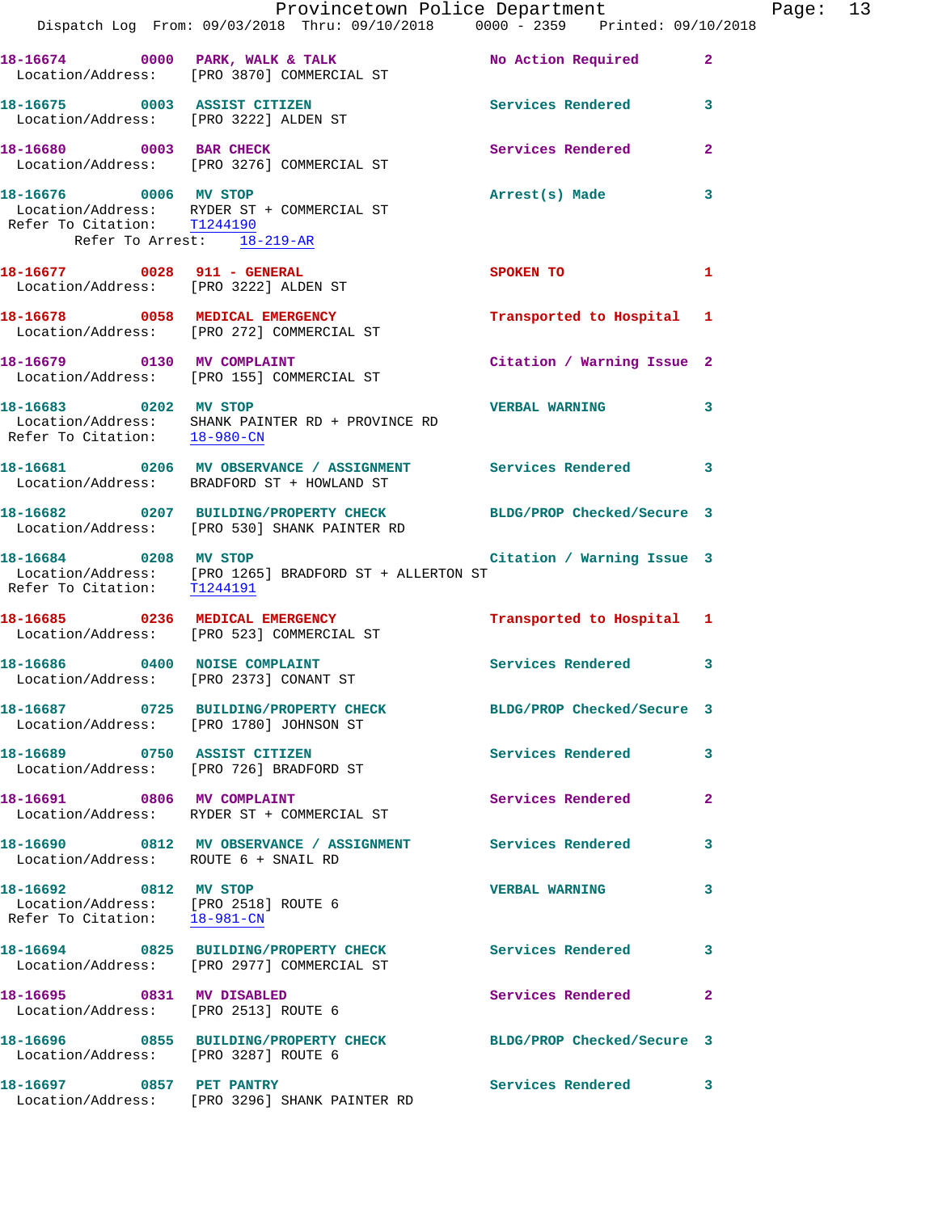**18-16674** 0000 **PARK, WALK & TALK** — No Action Required — 2
Location/Address: [PRO 3870] COMMERCIAL ST

**18-16675** 0003 **ASSIST CITIZEN** — Services Rendered — 3
Location/Address: [PRO 3222] ALDEN ST

**18-16680** 0003 **BAR CHECK** — Services Rendered — 2
Location/Address: [PRO 3276] COMMERCIAL ST

**18-16676** 0006 **MV STOP** — Arrest(s) Made — 3
Location/Address: RYDER ST + COMMERCIAL ST
Refer To Citation: T1244190
Refer To Arrest: 18-219-AR

**18-16677** 0028 **911 - GENERAL** — SPOKEN TO — 1
Location/Address: [PRO 3222] ALDEN ST

**18-16678** 0058 **MEDICAL EMERGENCY** — Transported to Hospital — 1
Location/Address: [PRO 272] COMMERCIAL ST

**18-16679** 0130 **MV COMPLAINT** — Citation / Warning Issue — 2
Location/Address: [PRO 155] COMMERCIAL ST

**18-16683** 0202 **MV STOP** — VERBAL WARNING — 3
Location/Address: SHANK PAINTER RD + PROVINCE RD
Refer To Citation: 18-980-CN

**18-16681** 0206 **MV OBSERVANCE / ASSIGNMENT** — Services Rendered — 3
Location/Address: BRADFORD ST + HOWLAND ST

**18-16682** 0207 **BUILDING/PROPERTY CHECK** — BLDG/PROP Checked/Secure — 3
Location/Address: [PRO 530] SHANK PAINTER RD

**18-16684** 0208 **MV STOP** — Citation / Warning Issue — 3
Location/Address: [PRO 1265] BRADFORD ST + ALLERTON ST
Refer To Citation: T1244191

**18-16685** 0236 **MEDICAL EMERGENCY** — Transported to Hospital — 1
Location/Address: [PRO 523] COMMERCIAL ST

**18-16686** 0400 **NOISE COMPLAINT** — Services Rendered — 3
Location/Address: [PRO 2373] CONANT ST

**18-16687** 0725 **BUILDING/PROPERTY CHECK** — BLDG/PROP Checked/Secure — 3
Location/Address: [PRO 1780] JOHNSON ST

**18-16689** 0750 **ASSIST CITIZEN** — Services Rendered — 3
Location/Address: [PRO 726] BRADFORD ST

**18-16691** 0806 **MV COMPLAINT** — Services Rendered — 2
Location/Address: RYDER ST + COMMERCIAL ST

**18-16690** 0812 **MV OBSERVANCE / ASSIGNMENT** — Services Rendered — 3
Location/Address: ROUTE 6 + SNAIL RD

**18-16692** 0812 **MV STOP** — VERBAL WARNING — 3
Location/Address: [PRO 2518] ROUTE 6
Refer To Citation: 18-981-CN

**18-16694** 0825 **BUILDING/PROPERTY CHECK** — Services Rendered — 3
Location/Address: [PRO 2977] COMMERCIAL ST

**18-16695** 0831 **MV DISABLED** — Services Rendered — 2
Location/Address: [PRO 2513] ROUTE 6

**18-16696** 0855 **BUILDING/PROPERTY CHECK** — BLDG/PROP Checked/Secure — 3
Location/Address: [PRO 3287] ROUTE 6

**18-16697** 0857 **PET PANTRY** — Services Rendered — 3
Location/Address: [PRO 3296] SHANK PAINTER RD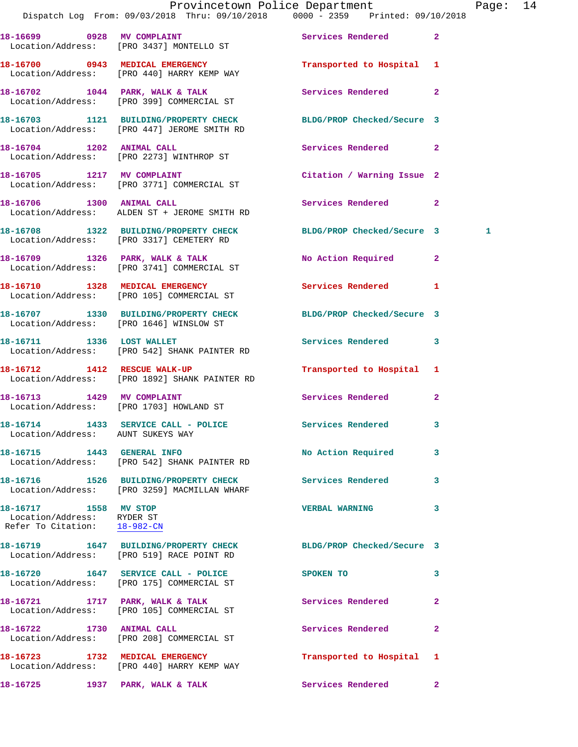18-16699 0928 MV COMPLAINT Services Rendered 2
 Location/Address: [PRO 3437] MONTELLO ST

18-16700 0943 MEDICAL EMERGENCY Transported to Hospital 1
 Location/Address: [PRO 440] HARRY KEMP WAY

18-16702 1044 PARK, WALK & TALK Services Rendered 2
 Location/Address: [PRO 399] COMMERCIAL ST

18-16703 1121 BUILDING/PROPERTY CHECK BLDG/PROP Checked/Secure 3
 Location/Address: [PRO 447] JEROME SMITH RD

18-16704 1202 ANIMAL CALL Services Rendered 2
 Location/Address: [PRO 2273] WINTHROP ST

18-16705 1217 MV COMPLAINT Citation / Warning Issue 2
 Location/Address: [PRO 3771] COMMERCIAL ST

18-16706 1300 ANIMAL CALL Services Rendered 2
 Location/Address: ALDEN ST + JEROME SMITH RD

18-16708 1322 BUILDING/PROPERTY CHECK BLDG/PROP Checked/Secure 3 1
 Location/Address: [PRO 3317] CEMETERY RD

18-16709 1326 PARK, WALK & TALK No Action Required 2
 Location/Address: [PRO 3741] COMMERCIAL ST

18-16710 1328 MEDICAL EMERGENCY Services Rendered 1
 Location/Address: [PRO 105] COMMERCIAL ST

18-16707 1330 BUILDING/PROPERTY CHECK BLDG/PROP Checked/Secure 3
 Location/Address: [PRO 1646] WINSLOW ST

18-16711 1336 LOST WALLET Services Rendered 3
 Location/Address: [PRO 542] SHANK PAINTER RD

18-16712 1412 RESCUE WALK-UP Transported to Hospital 1
 Location/Address: [PRO 1892] SHANK PAINTER RD

18-16713 1429 MV COMPLAINT Services Rendered 2
 Location/Address: [PRO 1703] HOWLAND ST

18-16714 1433 SERVICE CALL - POLICE Services Rendered 3
 Location/Address: AUNT SUKEYS WAY

18-16715 1443 GENERAL INFO No Action Required 3
 Location/Address: [PRO 542] SHANK PAINTER RD

18-16716 1526 BUILDING/PROPERTY CHECK Services Rendered 3
 Location/Address: [PRO 3259] MACMILLAN WHARF

18-16717 1558 MV STOP VERBAL WARNING 3
 Location/Address: RYDER ST
 Refer To Citation: 18-982-CN

18-16719 1647 BUILDING/PROPERTY CHECK BLDG/PROP Checked/Secure 3
 Location/Address: [PRO 519] RACE POINT RD

18-16720 1647 SERVICE CALL - POLICE SPOKEN TO 3
 Location/Address: [PRO 175] COMMERCIAL ST

18-16721 1717 PARK, WALK & TALK Services Rendered 2
 Location/Address: [PRO 105] COMMERCIAL ST

18-16722 1730 ANIMAL CALL Services Rendered 2
 Location/Address: [PRO 208] COMMERCIAL ST

18-16723 1732 MEDICAL EMERGENCY Transported to Hospital 1
 Location/Address: [PRO 440] HARRY KEMP WAY

18-16725 1937 PARK, WALK & TALK Services Rendered 2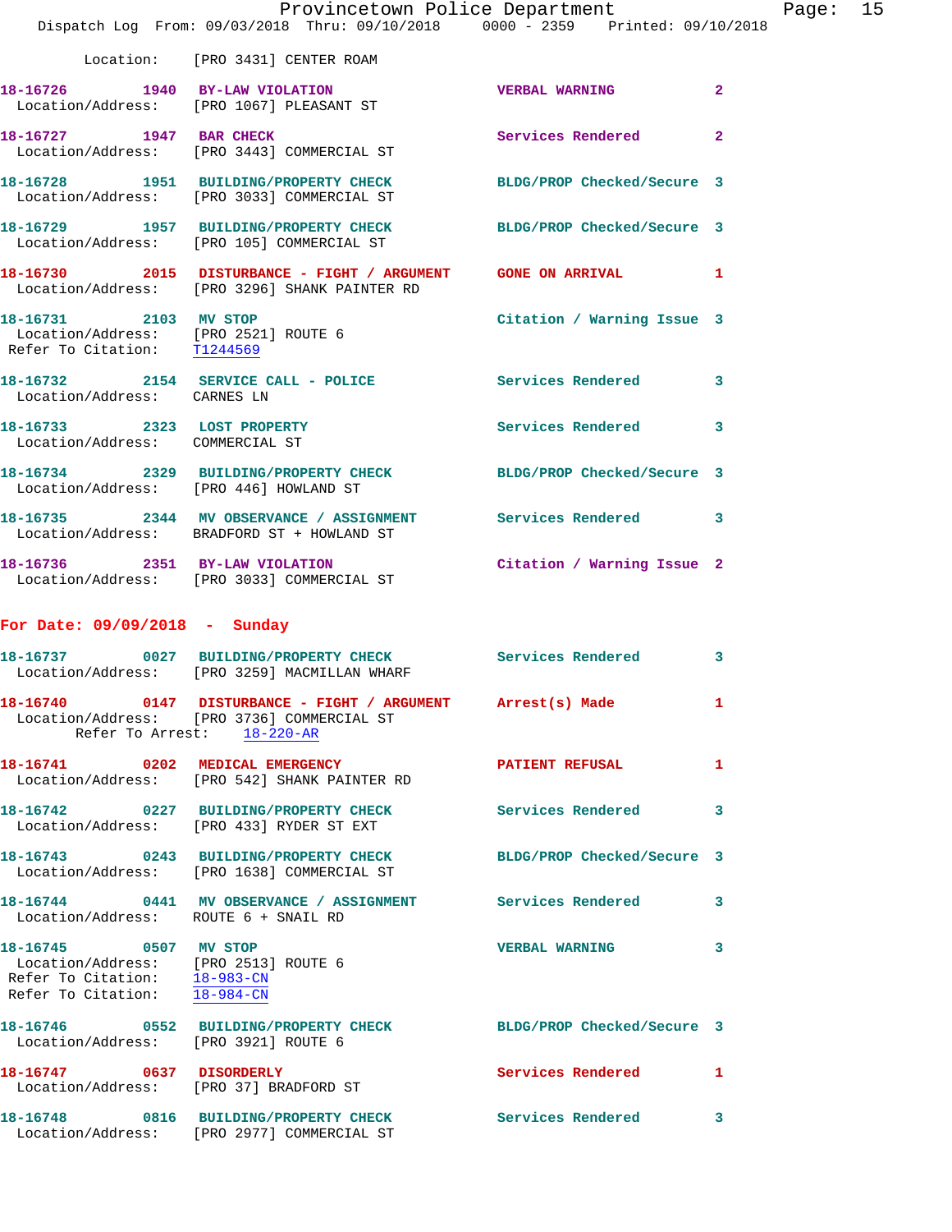Location: [PRO 3431] CENTER ROAM

**18-16726** 1940 **BY-LAW VIOLATION** VERBAL WARNING 2
Location/Address: [PRO 1067] PLEASANT ST

**18-16727** 1947 **BAR CHECK** Services Rendered 2
Location/Address: [PRO 3443] COMMERCIAL ST

**18-16728** 1951 **BUILDING/PROPERTY CHECK** BLDG/PROP Checked/Secure 3
Location/Address: [PRO 3033] COMMERCIAL ST

**18-16729** 1957 **BUILDING/PROPERTY CHECK** BLDG/PROP Checked/Secure 3
Location/Address: [PRO 105] COMMERCIAL ST

**18-16730** 2015 **DISTURBANCE - FIGHT / ARGUMENT** GONE ON ARRIVAL 1
Location/Address: [PRO 3296] SHANK PAINTER RD

**18-16731** 2103 **MV STOP** Citation / Warning Issue 3
Location/Address: [PRO 2521] ROUTE 6
Refer To Citation: T1244569

**18-16732** 2154 **SERVICE CALL - POLICE** Services Rendered 3
Location/Address: CARNES LN

**18-16733** 2323 **LOST PROPERTY** Services Rendered 3
Location/Address: COMMERCIAL ST

**18-16734** 2329 **BUILDING/PROPERTY CHECK** BLDG/PROP Checked/Secure 3
Location/Address: [PRO 446] HOWLAND ST

**18-16735** 2344 **MV OBSERVANCE / ASSIGNMENT** Services Rendered 3
Location/Address: BRADFORD ST + HOWLAND ST

**18-16736** 2351 **BY-LAW VIOLATION** Citation / Warning Issue 2
Location/Address: [PRO 3033] COMMERCIAL ST

## For Date: 09/09/2018 - Sunday

**18-16737** 0027 **BUILDING/PROPERTY CHECK** Services Rendered 3
Location/Address: [PRO 3259] MACMILLAN WHARF

**18-16740** 0147 **DISTURBANCE - FIGHT / ARGUMENT** Arrest(s) Made 1
Location/Address: [PRO 3736] COMMERCIAL ST
Refer To Arrest: 18-220-AR

**18-16741** 0202 **MEDICAL EMERGENCY** PATIENT REFUSAL 1
Location/Address: [PRO 542] SHANK PAINTER RD

**18-16742** 0227 **BUILDING/PROPERTY CHECK** Services Rendered 3
Location/Address: [PRO 433] RYDER ST EXT

**18-16743** 0243 **BUILDING/PROPERTY CHECK** BLDG/PROP Checked/Secure 3
Location/Address: [PRO 1638] COMMERCIAL ST

**18-16744** 0441 **MV OBSERVANCE / ASSIGNMENT** Services Rendered 3
Location/Address: ROUTE 6 + SNAIL RD

**18-16745** 0507 **MV STOP** VERBAL WARNING 3
Location/Address: [PRO 2513] ROUTE 6
Refer To Citation: 18-983-CN
Refer To Citation: 18-984-CN

**18-16746** 0552 **BUILDING/PROPERTY CHECK** BLDG/PROP Checked/Secure 3
Location/Address: [PRO 3921] ROUTE 6

**18-16747** 0637 **DISORDERLY** Services Rendered 1
Location/Address: [PRO 37] BRADFORD ST

**18-16748** 0816 **BUILDING/PROPERTY CHECK** Services Rendered 3
Location/Address: [PRO 2977] COMMERCIAL ST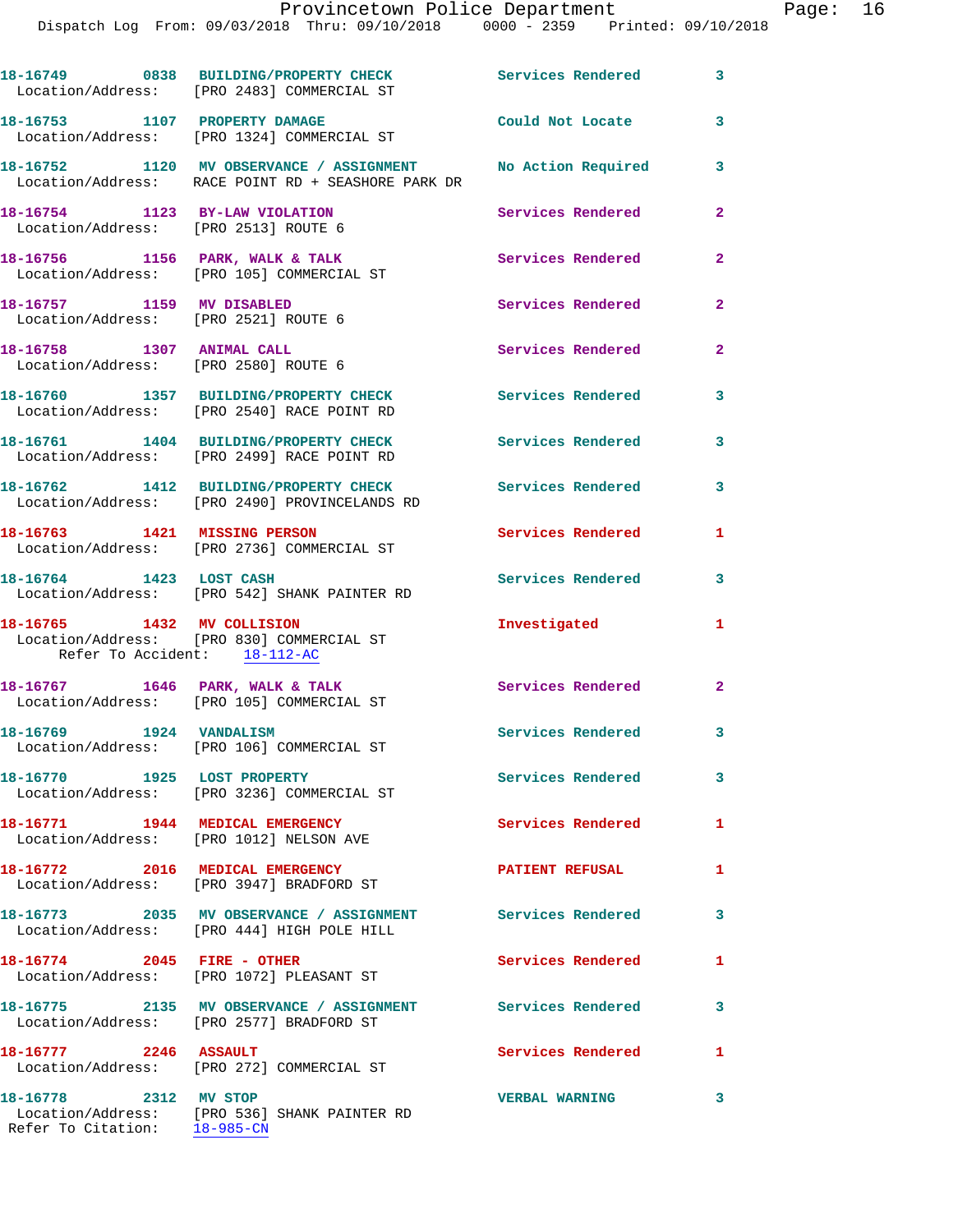18-16749 0838 BUILDING/PROPERTY CHECK Services Rendered 3
Location/Address: [PRO 2483] COMMERCIAL ST

18-16753 1107 PROPERTY DAMAGE Could Not Locate 3
Location/Address: [PRO 1324] COMMERCIAL ST

18-16752 1120 MV OBSERVANCE / ASSIGNMENT No Action Required 3
Location/Address: RACE POINT RD + SEASHORE PARK DR

18-16754 1123 BY-LAW VIOLATION Services Rendered 2
Location/Address: [PRO 2513] ROUTE 6

18-16756 1156 PARK, WALK & TALK Services Rendered 2
Location/Address: [PRO 105] COMMERCIAL ST

18-16757 1159 MV DISABLED Services Rendered 2
Location/Address: [PRO 2521] ROUTE 6

18-16758 1307 ANIMAL CALL Services Rendered 2
Location/Address: [PRO 2580] ROUTE 6

18-16760 1357 BUILDING/PROPERTY CHECK Services Rendered 3
Location/Address: [PRO 2540] RACE POINT RD

18-16761 1404 BUILDING/PROPERTY CHECK Services Rendered 3
Location/Address: [PRO 2499] RACE POINT RD

18-16762 1412 BUILDING/PROPERTY CHECK Services Rendered 3
Location/Address: [PRO 2490] PROVINCELANDS RD

18-16763 1421 MISSING PERSON Services Rendered 1
Location/Address: [PRO 2736] COMMERCIAL ST

18-16764 1423 LOST CASH Services Rendered 3
Location/Address: [PRO 542] SHANK PAINTER RD

18-16765 1432 MV COLLISION Investigated 1
Location/Address: [PRO 830] COMMERCIAL ST
Refer To Accident: 18-112-AC

18-16767 1646 PARK, WALK & TALK Services Rendered 2
Location/Address: [PRO 105] COMMERCIAL ST

18-16769 1924 VANDALISM Services Rendered 3
Location/Address: [PRO 106] COMMERCIAL ST

18-16770 1925 LOST PROPERTY Services Rendered 3
Location/Address: [PRO 3236] COMMERCIAL ST

18-16771 1944 MEDICAL EMERGENCY Services Rendered 1
Location/Address: [PRO 1012] NELSON AVE

18-16772 2016 MEDICAL EMERGENCY PATIENT REFUSAL 1
Location/Address: [PRO 3947] BRADFORD ST

18-16773 2035 MV OBSERVANCE / ASSIGNMENT Services Rendered 3
Location/Address: [PRO 444] HIGH POLE HILL

18-16774 2045 FIRE - OTHER Services Rendered 1
Location/Address: [PRO 1072] PLEASANT ST

18-16775 2135 MV OBSERVANCE / ASSIGNMENT Services Rendered 3
Location/Address: [PRO 2577] BRADFORD ST

18-16777 2246 ASSAULT Services Rendered 1
Location/Address: [PRO 272] COMMERCIAL ST

18-16778 2312 MV STOP VERBAL WARNING 3
Location/Address: [PRO 536] SHANK PAINTER RD
Refer To Citation: 18-985-CN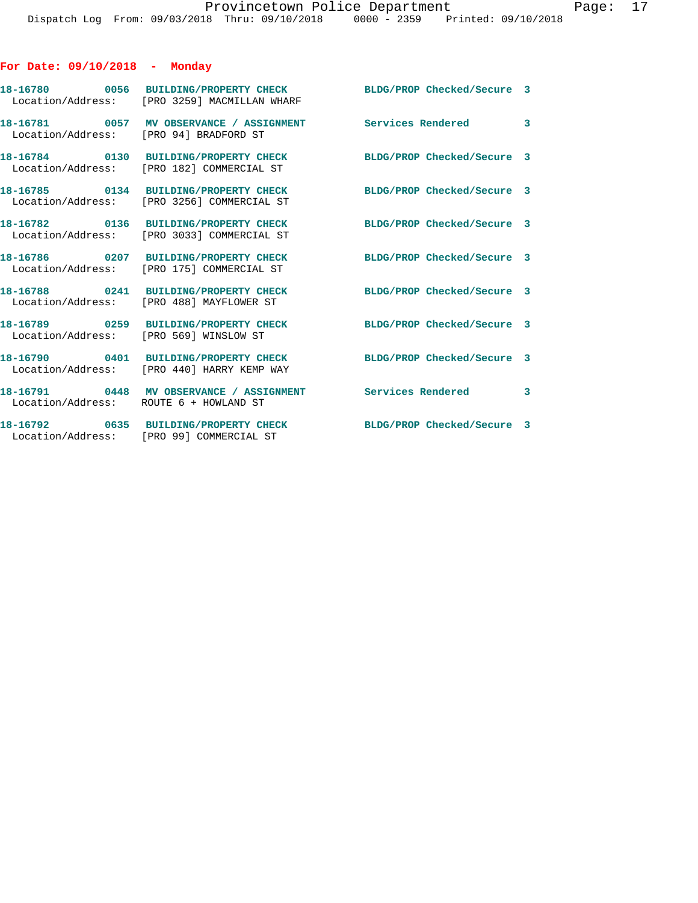## For Date: 09/10/2018 - Monday

| | | | | |
|---|---|---|---|---|
| 18-16780 | 0056 | BUILDING/PROPERTY CHECK | BLDG/PROP Checked/Secure | 3 |
| Location/Address: | [PRO 3259] MACMILLAN WHARF | | | |
| 18-16781 | 0057 | MV OBSERVANCE / ASSIGNMENT | Services Rendered | 3 |
| Location/Address: | [PRO 94] BRADFORD ST | | | |
| 18-16784 | 0130 | BUILDING/PROPERTY CHECK | BLDG/PROP Checked/Secure | 3 |
| Location/Address: | [PRO 182] COMMERCIAL ST | | | |
| 18-16785 | 0134 | BUILDING/PROPERTY CHECK | BLDG/PROP Checked/Secure | 3 |
| Location/Address: | [PRO 3256] COMMERCIAL ST | | | |
| 18-16782 | 0136 | BUILDING/PROPERTY CHECK | BLDG/PROP Checked/Secure | 3 |
| Location/Address: | [PRO 3033] COMMERCIAL ST | | | |
| 18-16786 | 0207 | BUILDING/PROPERTY CHECK | BLDG/PROP Checked/Secure | 3 |
| Location/Address: | [PRO 175] COMMERCIAL ST | | | |
| 18-16788 | 0241 | BUILDING/PROPERTY CHECK | BLDG/PROP Checked/Secure | 3 |
| Location/Address: | [PRO 488] MAYFLOWER ST | | | |
| 18-16789 | 0259 | BUILDING/PROPERTY CHECK | BLDG/PROP Checked/Secure | 3 |
| Location/Address: | [PRO 569] WINSLOW ST | | | |
| 18-16790 | 0401 | BUILDING/PROPERTY CHECK | BLDG/PROP Checked/Secure | 3 |
| Location/Address: | [PRO 440] HARRY KEMP WAY | | | |
| 18-16791 | 0448 | MV OBSERVANCE / ASSIGNMENT | Services Rendered | 3 |
| Location/Address: | ROUTE 6 + HOWLAND ST | | | |
| 18-16792 | 0635 | BUILDING/PROPERTY CHECK | BLDG/PROP Checked/Secure | 3 |
| Location/Address: | [PRO 99] COMMERCIAL ST | | | |